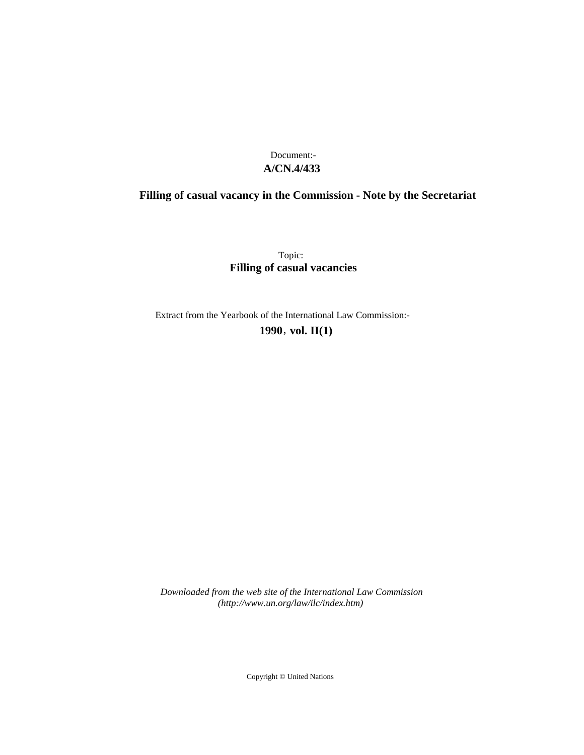Document:-

**A/CN.4/433**

**Filling of casual vacancy in the Commission - Note by the Secretariat**

Topic:

**Filling of casual vacancies**

Extract from the Yearbook of the International Law Commission:-

**1990, vol. II(1)**

*Downloaded from the web site of the International Law Commission (http://www.un.org/law/ilc/index.htm)*

Copyright © United Nations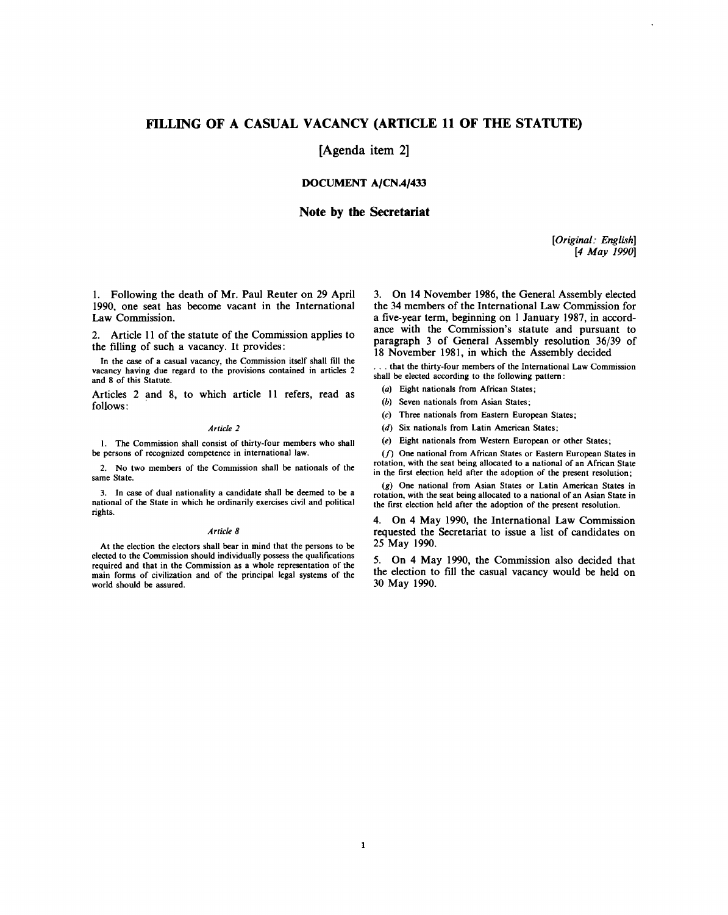# FILLING OF A CASUAL VACANCY (ARTICLE 11 OF THE STATUTE)

## [Agenda item 2]

### DOCUMENT A/CN.4/433

## Note by the Secretariat

*[Original: English]*
*[4 May 1990]*

1. Following the death of Mr. Paul Reuter on 29 April 1990, one seat has become vacant in the International Law Commission.

2. Article 11 of the statute of the Commission applies to the filling of such a vacancy. It provides:

In the case of a casual vacancy, the Commission itself shall fill the vacancy having due regard to the provisions contained in articles 2 and 8 of this Statute.

Articles 2 and 8, to which article 11 refers, read as follows:

*Article 2*

1. The Commission shall consist of thirty-four members who shall be persons of recognized competence in international law.

2. No two members of the Commission shall be nationals of the same State.

3. In case of dual nationality a candidate shall be deemed to be a national of the State in which he ordinarily exercises civil and political rights.

*Article 8*

At the election the electors shall bear in mind that the persons to be elected to the Commission should individually possess the qualifications required and that in the Commission as a whole representation of the main forms of civilization and of the principal legal systems of the world should be assured.

3. On 14 November 1986, the General Assembly elected the 34 members of the International Law Commission for a five-year term, beginning on 1 January 1987, in accordance with the Commission's statute and pursuant to paragraph 3 of General Assembly resolution 36/39 of 18 November 1981, in which the Assembly decided

. . . that the thirty-four members of the International Law Commission shall be elected according to the following pattern:

(*a*) Eight nationals from African States;

(*b*) Seven nationals from Asian States;

(*c*) Three nationals from Eastern European States;

(*d*) Six nationals from Latin American States;

(*e*) Eight nationals from Western European or other States;

(*f*) One national from African States or Eastern European States in rotation, with the seat being allocated to a national of an African State in the first election held after the adoption of the present resolution;

(*g*) One national from Asian States or Latin American States in rotation, with the seat being allocated to a national of an Asian State in the first election held after the adoption of the present resolution.

4. On 4 May 1990, the International Law Commission requested the Secretariat to issue a list of candidates on 25 May 1990.

5. On 4 May 1990, the Commission also decided that the election to fill the casual vacancy would be held on 30 May 1990.